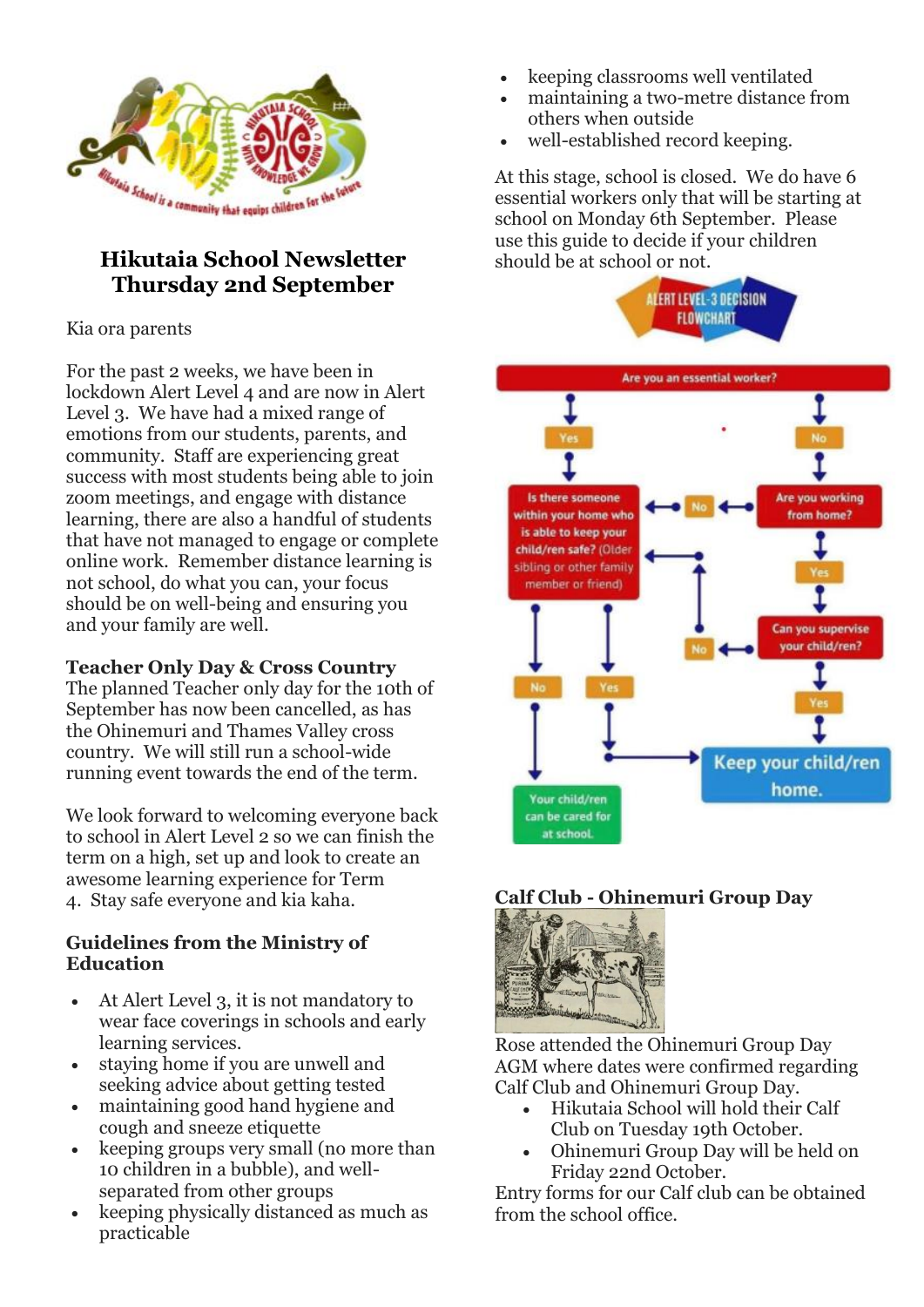# Hikutaia School Newsletter
## Thursday 2nd September

Kia ora parents

For the past 2 weeks, we have been in lockdown Alert Level 4 and are now in Alert Level 3. We have had a mixed range of emotions from our students, parents, and community. Staff are experiencing great success with most students being able to join zoom meetings, and engage with distance learning, there are also a handful of students that have not managed to engage or complete online work. Remember distance learning is not school, do what you can, your focus should be on well-being and ensuring you and your family are well.

**Teacher Only Day & Cross Country**

The planned Teacher only day for the 10th of September has now been cancelled, as has the Ohinemuri and Thames Valley cross country. We will still run a school-wide running event towards the end of the term.

We look forward to welcoming everyone back to school in Alert Level 2 so we can finish the term on a high, set up and look to create an awesome learning experience for Term 4. Stay safe everyone and kia kaha.

**Guidelines from the Ministry of Education**

- At Alert Level 3, it is not mandatory to wear face coverings in schools and early learning services.
- staying home if you are unwell and seeking advice about getting tested
- maintaining good hand hygiene and cough and sneeze etiquette
- keeping groups very small (no more than 10 children in a bubble), and well-separated from other groups
- keeping physically distanced as much as practicable
- keeping classrooms well ventilated
- maintaining a two-metre distance from others when outside
- well-established record keeping.

At this stage, school is closed. We do have 6 essential workers only that will be starting at school on Monday 6th September. Please use this guide to decide if your children should be at school or not.

**Calf Club - Ohinemuri Group Day**

Rose attended the Ohinemuri Group Day AGM where dates were confirmed regarding Calf Club and Ohinemuri Group Day.

- Hikutaia School will hold their Calf Club on Tuesday 19th October.
- Ohinemuri Group Day will be held on Friday 22nd October.

Entry forms for our Calf club can be obtained from the school office.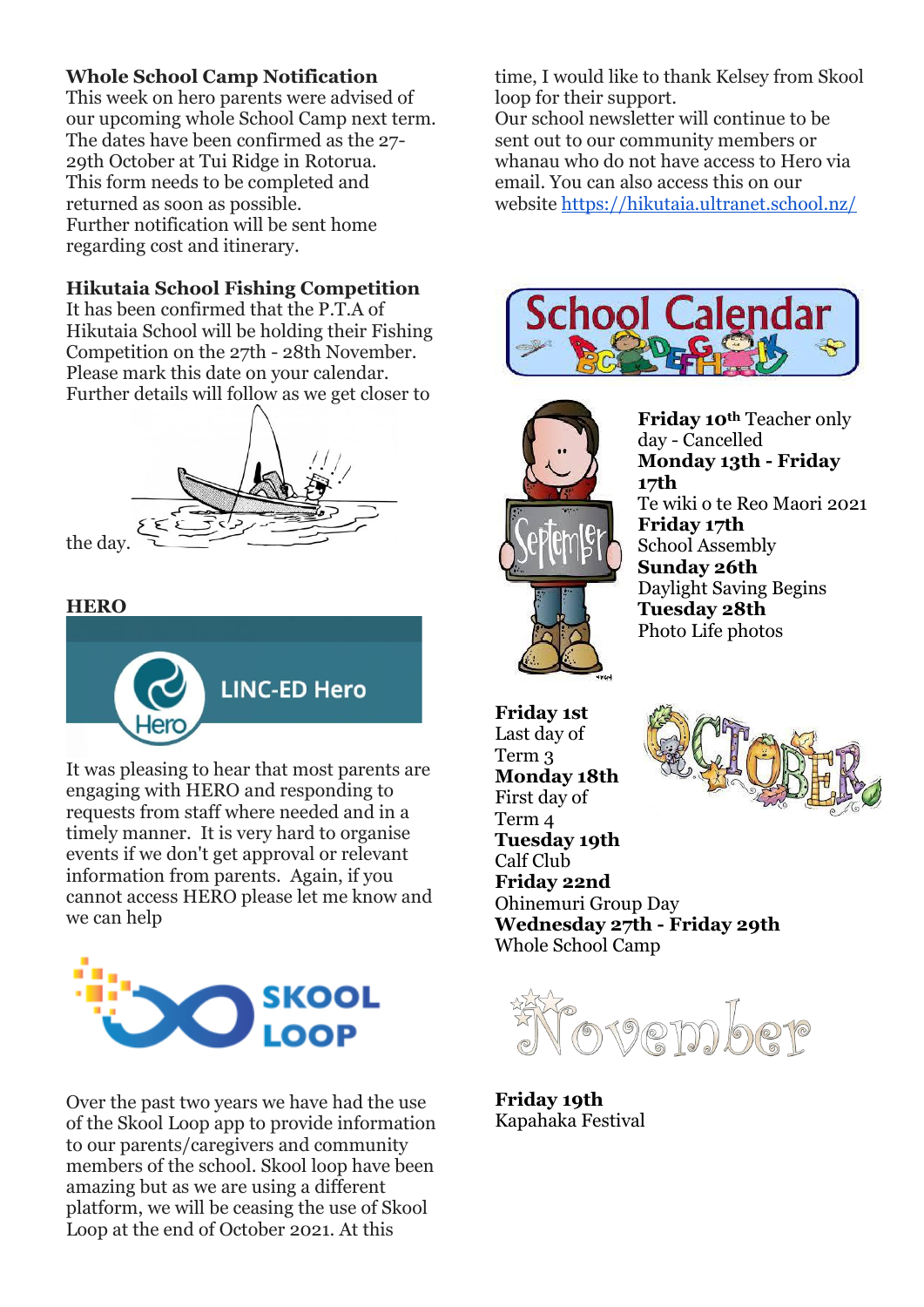### Whole School Camp Notification

This week on hero parents were advised of our upcoming whole School Camp next term. The dates have been confirmed as the 27-29th October at Tui Ridge in Rotorua. This form needs to be completed and returned as soon as possible. Further notification will be sent home regarding cost and itinerary.

### Hikutaia School Fishing Competition

It has been confirmed that the P.T.A of Hikutaia School will be holding their Fishing Competition on the 27th - 28th November. Please mark this date on your calendar. Further details will follow as we get closer to the day.

### HERO

LINC-ED Hero

It was pleasing to hear that most parents are engaging with HERO and responding to requests from staff where needed and in a timely manner. It is very hard to organise events if we don't get approval or relevant information from parents. Again, if you cannot access HERO please let me know and we can help

SKOOL LOOP

Over the past two years we have had the use of the Skool Loop app to provide information to our parents/caregivers and community members of the school. Skool loop have been amazing but as we are using a different platform, we will be ceasing the use of Skool Loop at the end of October 2021. At this time, I would like to thank Kelsey from Skool loop for their support.

Our school newsletter will continue to be sent out to our community members or whanau who do not have access to Hero via email. You can also access this on our website https://hikutaia.ultranet.school.nz/

## School Calendar

### September

**Friday 10th** Teacher only day - Cancelled
**Monday 13th - Friday 17th**
Te wiki o te Reo Maori 2021
**Friday 17th**
School Assembly
**Sunday 26th**
Daylight Saving Begins
**Tuesday 28th**
Photo Life photos

### October

**Friday 1st**
Last day of Term 3
**Monday 18th**
First day of Term 4
**Tuesday 19th**
Calf Club
**Friday 22nd**
Ohinemuri Group Day
**Wednesday 27th - Friday 29th**
Whole School Camp

### November

**Friday 19th**
Kapahaka Festival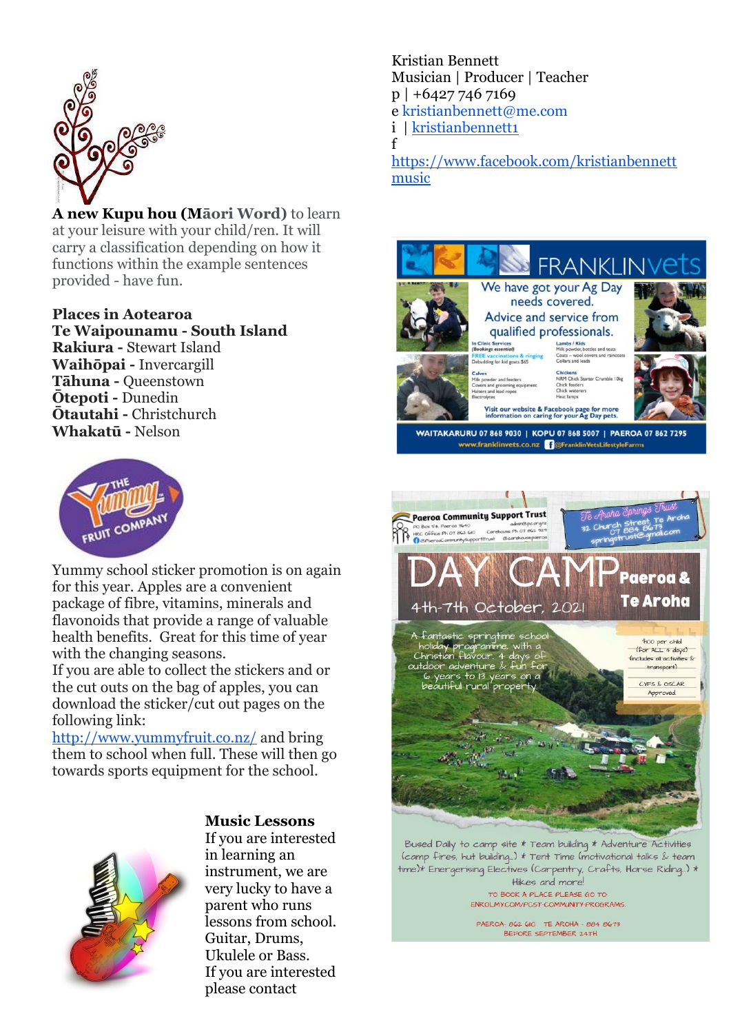**A new Kupu hou (Māori Word)** to learn at your leisure with your child/ren. It will carry a classification depending on how it functions within the example sentences provided - have fun.

**Places in Aotearoa**
**Te Waipounamu - South Island**
**Rakiura -** Stewart Island
**Waihōpai -** Invercargill
**Tāhuna -** Queenstown
**Ōtepoti -** Dunedin
**Ōtautahi -** Christchurch
**Whakatū -** Nelson

Yummy school sticker promotion is on again for this year. Apples are a convenient package of fibre, vitamins, minerals and flavonoids that provide a range of valuable health benefits. Great for this time of year with the changing seasons.
If you are able to collect the stickers and or the cut outs on the bag of apples, you can download the sticker/cut out pages on the following link:
http://www.yummyfruit.co.nz/ and bring them to school when full. These will then go towards sports equipment for the school.

**Music Lessons**
If you are interested in learning an instrument, we are very lucky to have a parent who runs lessons from school. Guitar, Drums, Ukulele or Bass.
If you are interested please contact

Kristian Bennett
Musician | Producer | Teacher
p | +6427 746 7169
e kristianbennett@me.com
i | kristianbennett1
f
https://www.facebook.com/kristianbennettmusic

FRANKLINvets
We have got your Ag Day needs covered.
Advice and service from qualified professionals.

In Clinic Services (Bookings essential)
FREE vaccinations & ringing
Debudding for kid goats $65

Lambs / Kids
Milk powder, bottles and teats
Coats – wool covers and raincoats
Collars and leads

Calves
Milk powder and feeders
Covers and grooming equipment
Halters and lead ropes
Electrolytes

Chickens
NRM Chick Starter Crumble 1.0kg
Chick feeders
Chick waterers
Heat lamps

Visit our website & Facebook page for more information on caring for your Ag Day pets.

WAITAKARURU 07 868 9030 | KOPU 07 868 5007 | PAEROA 07 862 7295
www.franklinvets.co.nz @FranklinVetsLifestyleFarms

Paeroa Community Support Trust
Te Aroha Springs Trust
32 Church Street, Te Aroha
07 884 8673
springstrust@gmail.com

DAY CAMP Paeroa & Te Aroha
4th-7th October, 2021

A fantastic springtime school holiday programme, with a Christian flavour. 4 days of outdoor adventure & fun for 6 years to 13 years on a beautiful rural property.

$100 per child (for ALL 4 days) (includes all activities & transport)
CYFS & OSCAR Approved

Bused Daily to camp site * Team building * Adventure Activities (camp fires, hut building..) * Tent Time (motivational talks & team time)* Energerising Electives (Carpentry, Crafts, Horse Riding..) * Hikes and more!

TO BOOK A PLACE PLEASE GO TO ENROLMY.COM/PCST-COMMUNITY-PROGRAMS
PAEROA- 862 6110 TE AROHA - 884 8673
BEFORE SEPTEMBER 24TH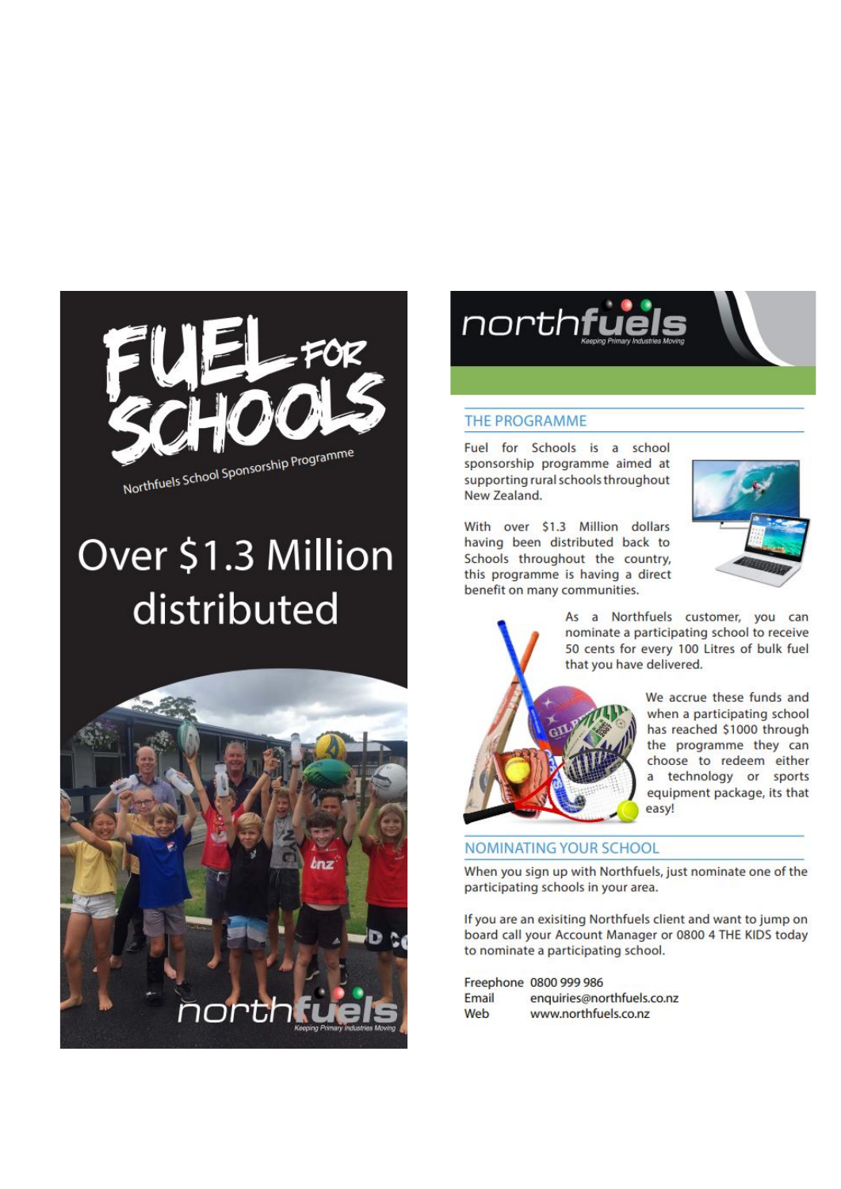# FUEL FOR SCHOOLS

Northfuels School Sponsorship Programme

## Over $1.3 Million distributed

northfuels
Keeping Primary Industries Moving

northfuels
Keeping Primary Industries Moving

## THE PROGRAMME

Fuel for Schools is a school sponsorship programme aimed at supporting rural schools throughout New Zealand.

With over $1.3 Million dollars having been distributed back to Schools throughout the country, this programme is having a direct benefit on many communities.

As a Northfuels customer, you can nominate a participating school to receive 50 cents for every 100 Litres of bulk fuel that you have delivered.

We accrue these funds and when a participating school has reached $1000 through the programme they can choose to redeem either a technology or sports equipment package, its that easy!

## NOMINATING YOUR SCHOOL

When you sign up with Northfuels, just nominate one of the participating schools in your area.

If you are an exisiting Northfuels client and want to jump on board call your Account Manager or 0800 4 THE KIDS today to nominate a participating school.

Freephone 0800 999 986
Email enquiries@northfuels.co.nz
Web www.northfuels.co.nz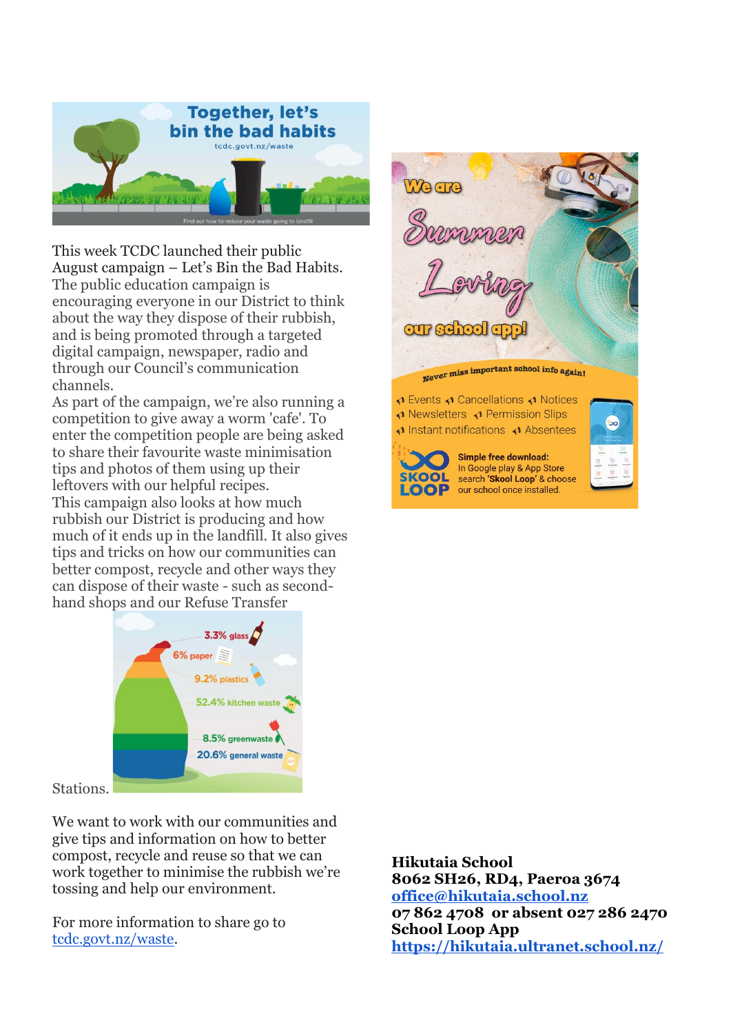This week TCDC launched their public August campaign – Let's Bin the Bad Habits. The public education campaign is encouraging everyone in our District to think about the way they dispose of their rubbish, and is being promoted through a targeted digital campaign, newspaper, radio and through our Council's communication channels.

As part of the campaign, we're also running a competition to give away a worm 'cafe'. To enter the competition people are being asked to share their favourite waste minimisation tips and photos of them using up their leftovers with our helpful recipes.

This campaign also looks at how much rubbish our District is producing and how much of it ends up in the landfill. It also gives tips and tricks on how our communities can better compost, recycle and other ways they can dispose of their waste - such as second-hand shops and our Refuse Transfer Stations.

3.3% glass
6% paper
9.2% plastics
52.4% kitchen waste
8.5% greenwaste
20.6% general waste

We want to work with our communities and give tips and information on how to better compost, recycle and reuse so that we can work together to minimise the rubbish we're tossing and help our environment.

For more information to share go to [tcdc.govt.nz/waste](tcdc.govt.nz/waste).

**Hikutaia School**
**8062 SH26, RD4, Paeroa 3674**
**[office@hikutaia.school.nz](mailto:office@hikutaia.school.nz)**
**07 862 4708 or absent 027 286 2470**
**School Loop App**
**[https://hikutaia.ultranet.school.nz/](https://hikutaia.ultranet.school.nz/)**